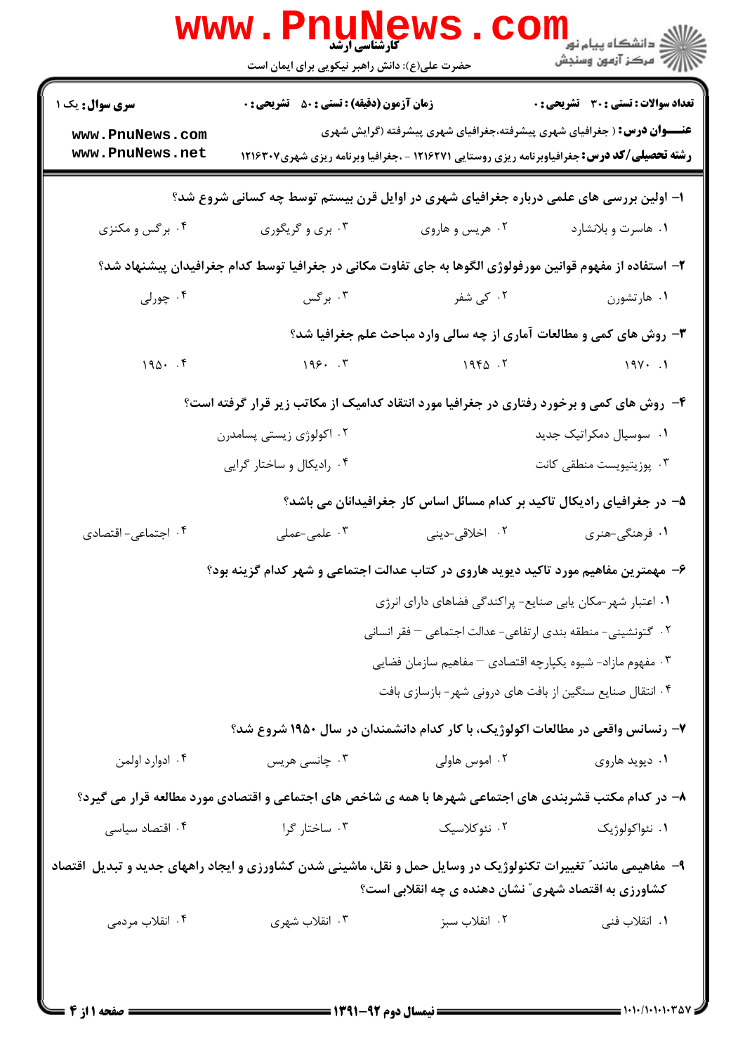**سری سوال:** یک ۱

**زمان آزمون (دقیقه) : تستی : ۵۰ تشریحی : ۰**

**تعداد سوالات : تستی : ۳۰ تشریحی : ۰**

**عنـــوان درس :** ( جغرافیای شهری پیشرفته،جغرافیای شهری پیشرفته (گرایش شهری

**رشته تحصیلی/کد درس:** جغرافیاوبرنامه ریزی روستایی ۱۲۱۶۲۷۱ - ،جغرافیا وبرنامه ریزی شهری۱۲۱۶۳۰۷

۱- اولین بررسی های علمی درباره جغرافیای شهری در اوایل قرن بیستم توسط چه کسانی شروع شد؟

۱. هاسرت و بلانشارد
۲. هریس و هاروی
۳. بری و گریگوری
۴. برگس و مکنزی

۲- استفاده از مفهوم قوانین مورفولوژی الگوها به جای تفاوت مکانی در جغرافیا توسط کدام جغرافیدان پیشنهاد شد؟

۱. هارتشورن
۲. کی شفر
۳. برگس
۴. چورلی

۳- روش های کمی و مطالعات آماری از چه سالی وارد مباحث علم جغرافیا شد؟

۱. ۱۹۷۰
۲. ۱۹۴۵
۳. ۱۹۶۰
۴. ۱۹۵۰

۴- روش های کمی و برخورد رفتاری در جغرافیا مورد انتقاد کدامیک از مکاتب زیر قرار گرفته است؟

۱. سوسیال دمکراتیک جدید
۲. اکولوژی زیستی پسامدرن
۳. پوزیتیویست منطقی کانت
۴. رادیکال و ساختار گرایی

۵- در جغرافیای رادیکال تاکید بر کدام مسائل اساس کار جغرافیدانان می باشد؟

۱. فرهنگی-هنری
۲. اخلاقی-دینی
۳. علمی-عملی
۴. اجتماعی- اقتصادی

۶- مهمترین مفاهیم مورد تاکید دیوید هاروی در کتاب عدالت اجتماعی و شهر کدام گزینه بود؟

۱. اعتبار شهر-مکان یابی صنایع- پراکندگی فضاهای دارای انرژی
۲. گتونشینی- منطقه بندی ارتفاعی- عدالت اجتماعی – فقر انسانی
۳. مفهوم مازاد- شیوه یکپارچه اقتصادی – مفاهیم سازمان فضایی
۴. انتقال صنایع سنگین از بافت های درونی شهر- بازسازی بافت

۷- رنسانس واقعی در مطالعات اکولوژیک، با کار کدام دانشمندان در سال ۱۹۵۰ شروع شد؟

۱. دیوید هاروی
۲. اموس هاولی
۳. چانسی هریس
۴. ادوارد اولمن

۸- در کدام مکتب قشربندی های اجتماعی شهرها با همه ی شاخص های اجتماعی و اقتصادی مورد مطالعه قرار می گیرد؟

۱. نئواکولوژیک
۲. نئوکلاسیک
۳. ساختار گرا
۴. اقتصاد سیاسی

۹- مفاهیمی مانند" تغییرات تکنولوژیک در وسایل حمل و نقل، ماشینی شدن کشاورزی و ایجاد راههای جدید و تبدیل اقتصاد کشاورزی به اقتصاد شهری" نشان دهنده ی چه انقلابی است؟

۱. انقلاب فنی
۲. انقلاب سبز
۳. انقلاب شهری
۴. انقلاب مردمی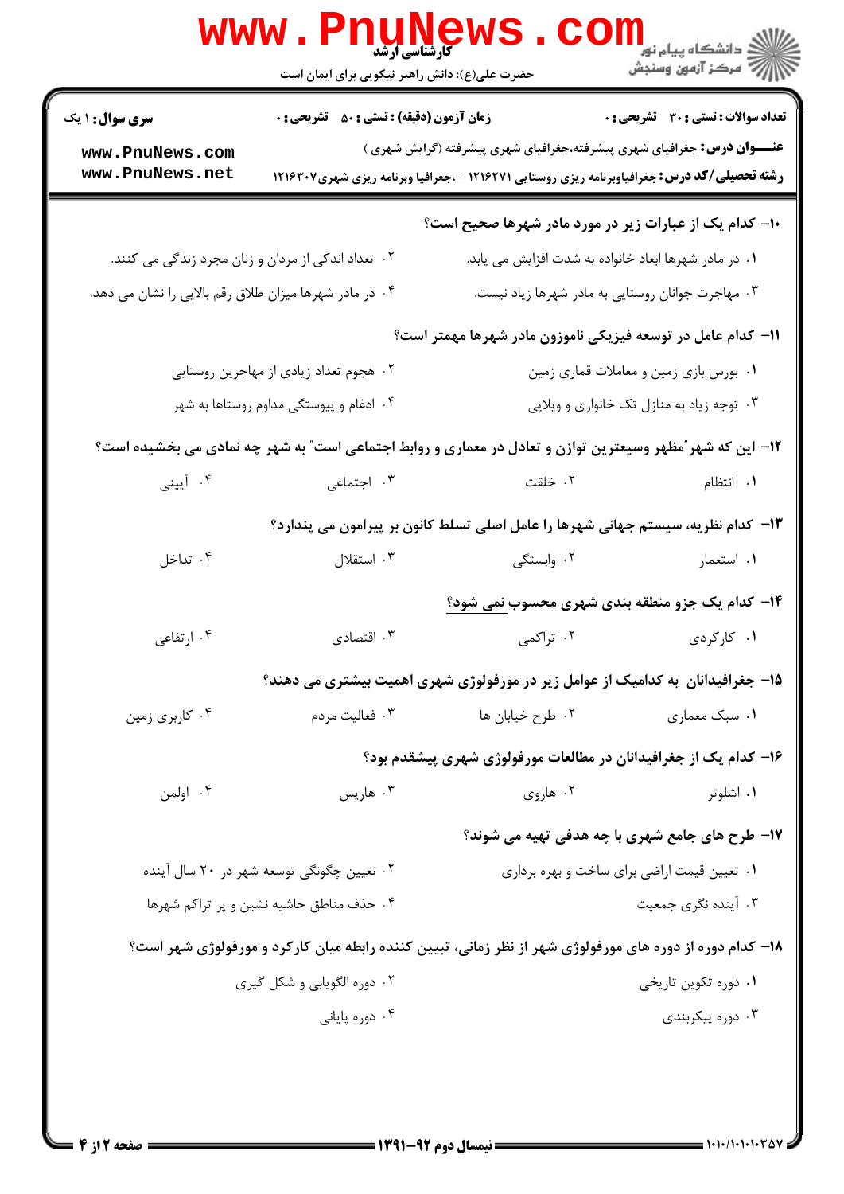**سری سوال:** ۱ یک

**زمان آزمون (دقیقه) : تستی : ۵۰ تشریحی : ۰**

**تعداد سوالات : تستی : ۳۰ تشریحی : ۰**

**عنـــوان درس:** جغرافیای شهری پیشرفته،جغرافیای شهری پیشرفته (گرایش شهری )

**رشته تحصیلی/کد درس:** جغرافیاوبرنامه ریزی روستایی ۱۲۱۶۲۷۱ - ،جغرافیا وبرنامه ریزی شهری۱۲۱۶۳۰۷

**۱۰- کدام یک از عبارات زیر در مورد مادر شهرها صحیح است؟**

۱. در مادر شهرها ابعاد خانواده به شدت افزایش می یابد.

۲. تعداد اندکی از مردان و زنان مجرد زندگی می کنند.

۳. مهاجرت جوانان روستایی به مادر شهرها زیاد نیست.

۴. در مادر شهرها میزان طلاق رقم بالایی را نشان می دهد.

**۱۱- کدام عامل در توسعه فیزیکی ناموزون مادر شهرها مهمتر است؟**

۱. بورس بازی زمین و معاملات قماری زمین

۲. هجوم تعداد زیادی از مهاجرین روستایی

۳. توجه زیاد به منازل تک خانواری و ویلایی

۴. ادغام و پیوستگی مداوم روستاها به شهر

**۱۲- این که شهر"مظهر وسیعترین توازن و تعادل در معماری و روابط اجتماعی است" به شهر چه نمادی می بخشیده است؟**

۱. انتظام

۲. خلقت

۳. اجتماعی

۴. آیینی

**۱۳- کدام نظریه، سیستم جهانی شهرها را عامل اصلی تسلط کانون بر پیرامون می پندارد؟**

۱. استعمار

۲. وابستگی

۳. استقلال

۴. تداخل

**۱۴- کدام یک جزو منطقه بندی شهری محسوب نمی شود؟**

۱. کارکردی

۲. تراکمی

۳. اقتصادی

۴. ارتفاعی

**۱۵- جغرافیدانان به کدامیک از عوامل زیر در مورفولوژی شهری اهمیت بیشتری می دهند؟**

۱. سبک معماری

۲. طرح خیابان ها

۳. فعالیت مردم

۴. کاربری زمین

**۱۶- کدام یک از جغرافیدانان در مطالعات مورفولوژی شهری پیشقدم بود؟**

۱. اشلوتر

۲. هاروی

۳. هاریس

۴. اولمن

**۱۷- طرح های جامع شهری با چه هدفی تهیه می شوند؟**

۱. تعیین قیمت اراضی برای ساخت و بهره برداری

۲. تعیین چگونگی توسعه شهر در ۲۰ سال آینده

۳. آینده نگری جمعیت

۴. حذف مناطق حاشیه نشین و پر تراکم شهرها

**۱۸- کدام دوره از دوره های مورفولوژی شهر از نظر زمانی، تبیین کننده رابطه میان کارکرد و مورفولوژی شهر است؟**

۱. دوره تکوین تاریخی

۲. دوره الگویابی و شکل گیری

۳. دوره پیکربندی

۴. دوره پایانی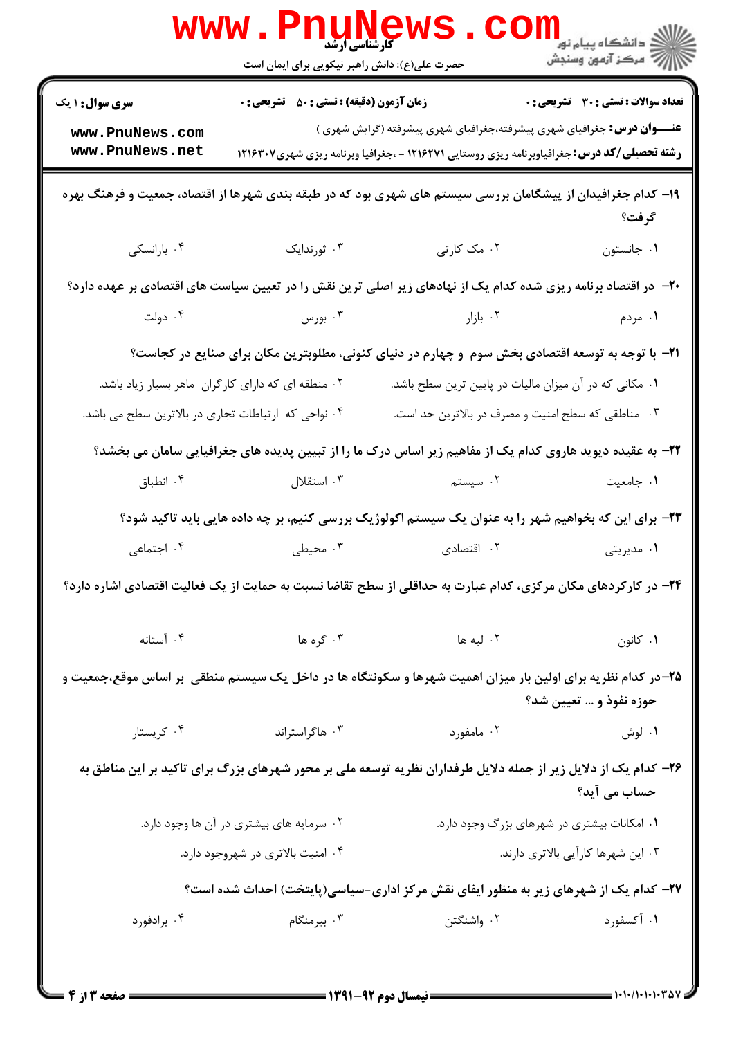**سری سوال:** ۱ یک

**زمان آزمون (دقیقه) : تستی :** ۵۰ **تشریحی :** ۰

**تعداد سوالات : تستی :** ۳۰ **تشریحی :** ۰

**عنـــوان درس:** جغرافیای شهری پیشرفته،جغرافیای شهری پیشرفته (گرایش شهری )

**رشته تحصیلی/کد درس:** جغرافیاوبرنامه ریزی روستایی ۱۲۱۶۲۷۱ - ،جغرافیا وبرنامه ریزی شهری۱۲۱۶۳۰۷

**۱۹-** کدام جغرافیدان از پیشگامان بررسی سیستم های شهری بود که در طبقه بندی شهرها از اقتصاد، جمعیت و فرهنگ بهره گرفت؟

۱. جانستون
۲. مک کارتی
۳. ثورندایک
۴. بارانسکی

**۲۰-** در اقتصاد برنامه ریزی شده کدام یک از نهادهای زیر اصلی ترین نقش را در تعیین سیاست های اقتصادی بر عهده دارد؟

۱. مردم
۲. بازار
۳. بورس
۴. دولت

**۲۱-** با توجه به توسعه اقتصادی بخش سوم و چهارم در دنیای کنونی، مطلوبترین مکان برای صنایع در کجاست؟

۱. مکانی که در آن میزان مالیات در پایین ترین سطح باشد.
۲. منطقه ای که دارای کارگران ماهر بسیار زیاد باشد.
۳. مناطقی که سطح امنیت و مصرف در بالاترین حد است.
۴. نواحی که ارتباطات تجاری در بالاترین سطح می باشد.

**۲۲-** به عقیده دیوید هاروی کدام یک از مفاهیم زیر اساس درک ما را از تبیین پدیده های جغرافیایی سامان می بخشد؟

۱. جامعیت
۲. سیستم
۳. استقلال
۴. انطباق

**۲۳-** برای این که بخواهیم شهر را به عنوان یک سیستم اکولوژیک بررسی کنیم، بر چه داده هایی باید تاکید شود؟

۱. مدیریتی
۲. اقتصادی
۳. محیطی
۴. اجتماعی

**۲۴-** در کارکردهای مکان مرکزی، کدام عبارت به حداقلی از سطح تقاضا نسبت به حمایت از یک فعالیت اقتصادی اشاره دارد؟

۱. کانون
۲. لبه ها
۳. گره ها
۴. آستانه

**۲۵-** در کدام نظریه برای اولین بار میزان اهمیت شهرها و سکونتگاه ها در داخل یک سیستم منطقی بر اساس موقع،جمعیت و حوزه نفوذ و ... تعیین شد؟

۱. لوش
۲. مامفورد
۳. هاگراستراند
۴. کریستالر

**۲۶-** کدام یک از دلایل زیر از جمله دلایل طرفداران نظریه توسعه ملی بر محور شهرهای بزرگ برای تاکید بر این مناطق به حساب می آید؟

۱. امکانات بیشتری در شهرهای بزرگ وجود دارد.
۲. سرمایه های بیشتری در آن ها وجود دارد.
۳. این شهرها کارآیی بالاتری دارند.
۴. امنیت بالاتری در شهروجود دارد.

**۲۷-** کدام یک از شهرهای زیر به منظور ایفای نقش مرکز اداری-سیاسی(پایتخت) احداث شده است؟

۱. آکسفورد
۲. واشنگتن
۳. بیرمنگام
۴. برادفورد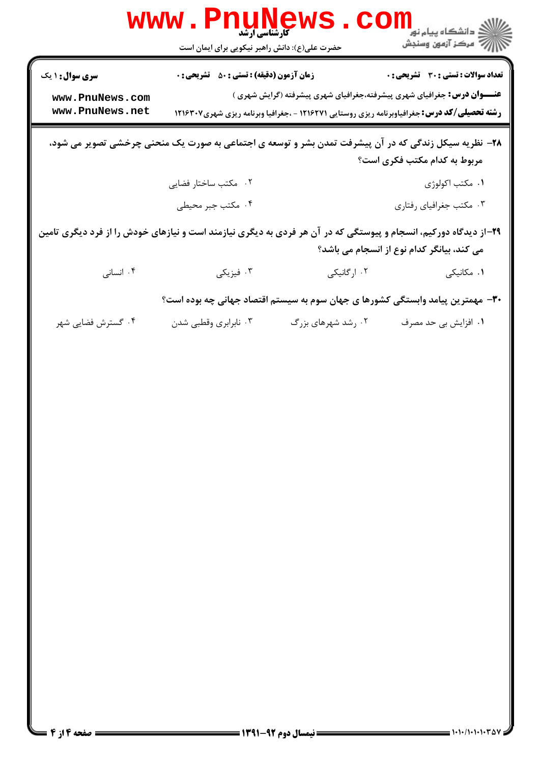**سری سوال:** ۱ یک

**زمان آزمون (دقیقه) : تستی : ۵۰ تشریحی : ۰**

**تعداد سوالات : تستی : ۳۰ تشریحی : ۰**

**عنـــوان درس:** جغرافیای شهری پیشرفته،جغرافیای شهری پیشرفته (گرایش شهری )

**رشته تحصیلی/کد درس:** جغرافیاوبرنامه ریزی روستایی ۱۲۱۶۲۷۱ - ،جغرافیا وبرنامه ریزی شهری۱۲۱۶۳۰۷

**۲۸- نظریه سیکل زندگی که در آن پیشرفت تمدن بشر و توسعه ی اجتماعی به صورت یک منحنی چرخشی تصویر می شود، مربوط به کدام مکتب فکری است؟**

۱. مکتب اکولوژی

۲. مکتب ساختار فضایی

۳. مکتب جغرافیای رفتاری

۴. مکتب جبر محیطی

**۲۹-از دیدگاه دورکیم، انسجام و پیوستگی که در آن هر فردی به دیگری نیازمند است و نیازهای خودش را از فرد دیگری تامین می کند، بیانگر کدام نوع از انسجام می باشد؟**

۱. مکانیکی

۲. ارگانیکی

۳. فیزیکی

۴. انسانی

**۳۰- مهمترین پیامد وابستگی کشورها ی جهان سوم به سیستم اقتصاد جهانی چه بوده است؟**

۱. افزایش بی حد مصرف

۲. رشد شهرهای بزرگ

۳. نابرابری وقطبی شدن

۴. گسترش فضایی شهر